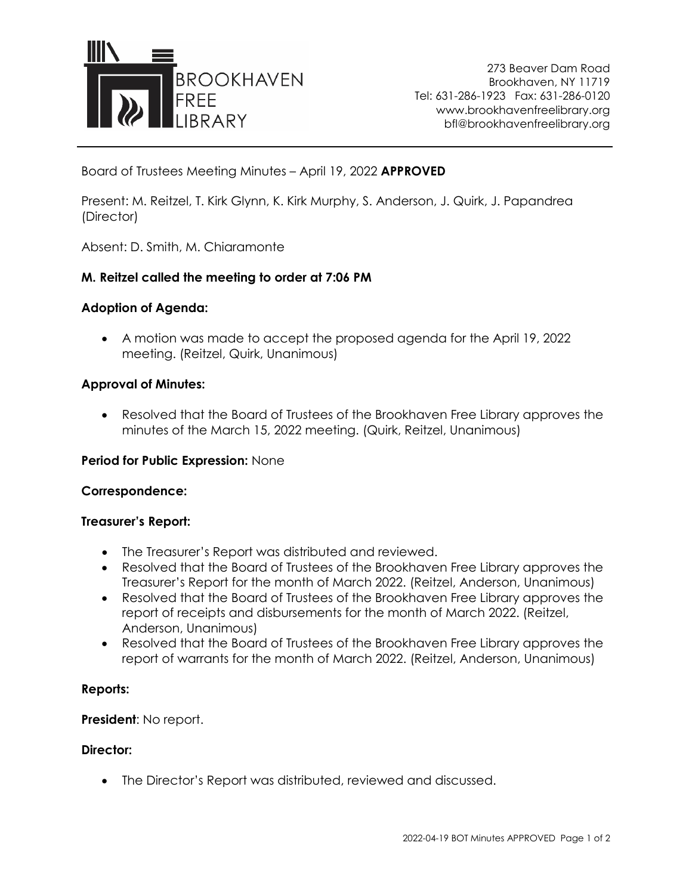BROOKHAVEN FREE LIBRARY

273 Beaver Dam Road
Brookhaven, NY 11719
Tel: 631-286-1923 Fax: 631-286-0120
www.brookhavenfreelibrary.org
bfl@brookhavenfreelibrary.org

---

Board of Trustees Meeting Minutes – April 19, 2022 **APPROVED**

Present: M. Reitzel, T. Kirk Glynn, K. Kirk Murphy, S. Anderson, J. Quirk, J. Papandrea (Director)

Absent: D. Smith, M. Chiaramonte

**M. Reitzel called the meeting to order at 7:06 PM**

**Adoption of Agenda:**

- A motion was made to accept the proposed agenda for the April 19, 2022 meeting. (Reitzel, Quirk, Unanimous)

**Approval of Minutes:**

- Resolved that the Board of Trustees of the Brookhaven Free Library approves the minutes of the March 15, 2022 meeting. (Quirk, Reitzel, Unanimous)

**Period for Public Expression:** None

**Correspondence:**

**Treasurer's Report:**

- The Treasurer's Report was distributed and reviewed.
- Resolved that the Board of Trustees of the Brookhaven Free Library approves the Treasurer's Report for the month of March 2022. (Reitzel, Anderson, Unanimous)
- Resolved that the Board of Trustees of the Brookhaven Free Library approves the report of receipts and disbursements for the month of March 2022. (Reitzel, Anderson, Unanimous)
- Resolved that the Board of Trustees of the Brookhaven Free Library approves the report of warrants for the month of March 2022. (Reitzel, Anderson, Unanimous)

**Reports:**

**President**: No report.

**Director:**

- The Director's Report was distributed, reviewed and discussed.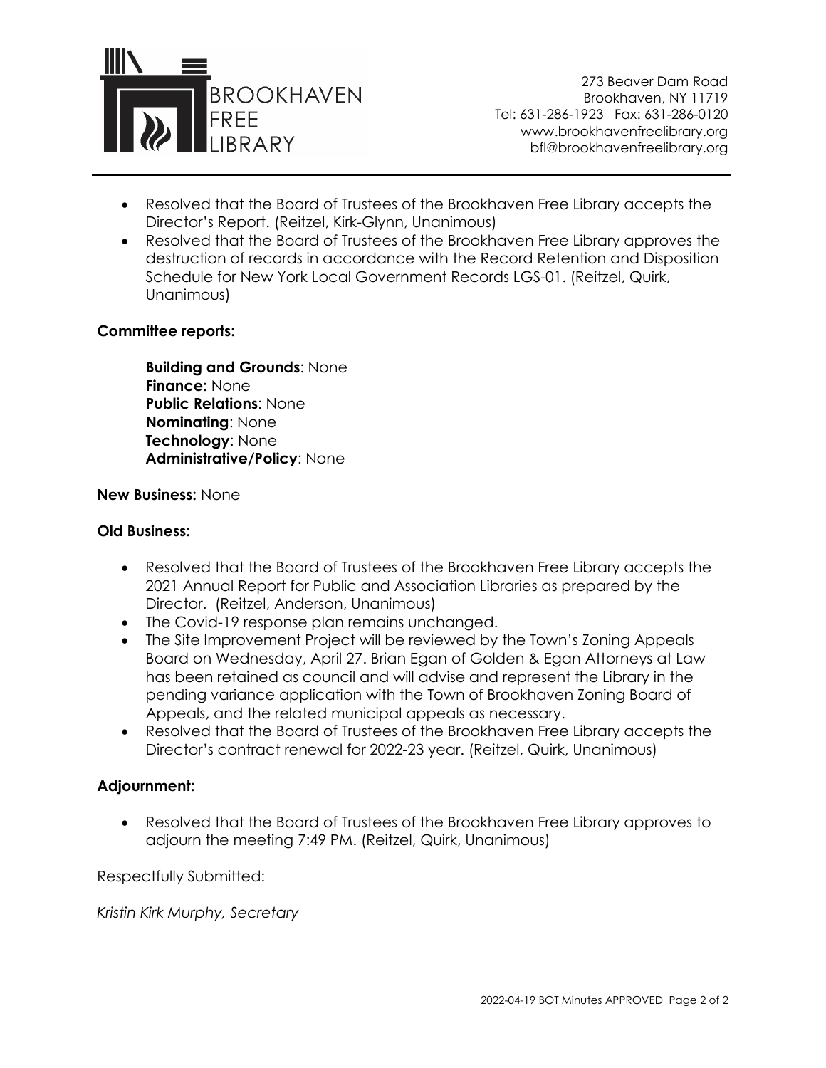- Resolved that the Board of Trustees of the Brookhaven Free Library accepts the Director's Report. (Reitzel, Kirk-Glynn, Unanimous)
- Resolved that the Board of Trustees of the Brookhaven Free Library approves the destruction of records in accordance with the Record Retention and Disposition Schedule for New York Local Government Records LGS-01. (Reitzel, Quirk, Unanimous)

**Committee reports:**

**Building and Grounds**: None
**Finance:** None
**Public Relations**: None
**Nominating**: None
**Technology**: None
**Administrative/Policy**: None

**New Business:** None

**Old Business:**

- Resolved that the Board of Trustees of the Brookhaven Free Library accepts the 2021 Annual Report for Public and Association Libraries as prepared by the Director. (Reitzel, Anderson, Unanimous)
- The Covid-19 response plan remains unchanged.
- The Site Improvement Project will be reviewed by the Town's Zoning Appeals Board on Wednesday, April 27. Brian Egan of Golden & Egan Attorneys at Law has been retained as council and will advise and represent the Library in the pending variance application with the Town of Brookhaven Zoning Board of Appeals, and the related municipal appeals as necessary.
- Resolved that the Board of Trustees of the Brookhaven Free Library accepts the Director's contract renewal for 2022-23 year. (Reitzel, Quirk, Unanimous)

**Adjournment:**

- Resolved that the Board of Trustees of the Brookhaven Free Library approves to adjourn the meeting 7:49 PM. (Reitzel, Quirk, Unanimous)

Respectfully Submitted:

*Kristin Kirk Murphy, Secretary*